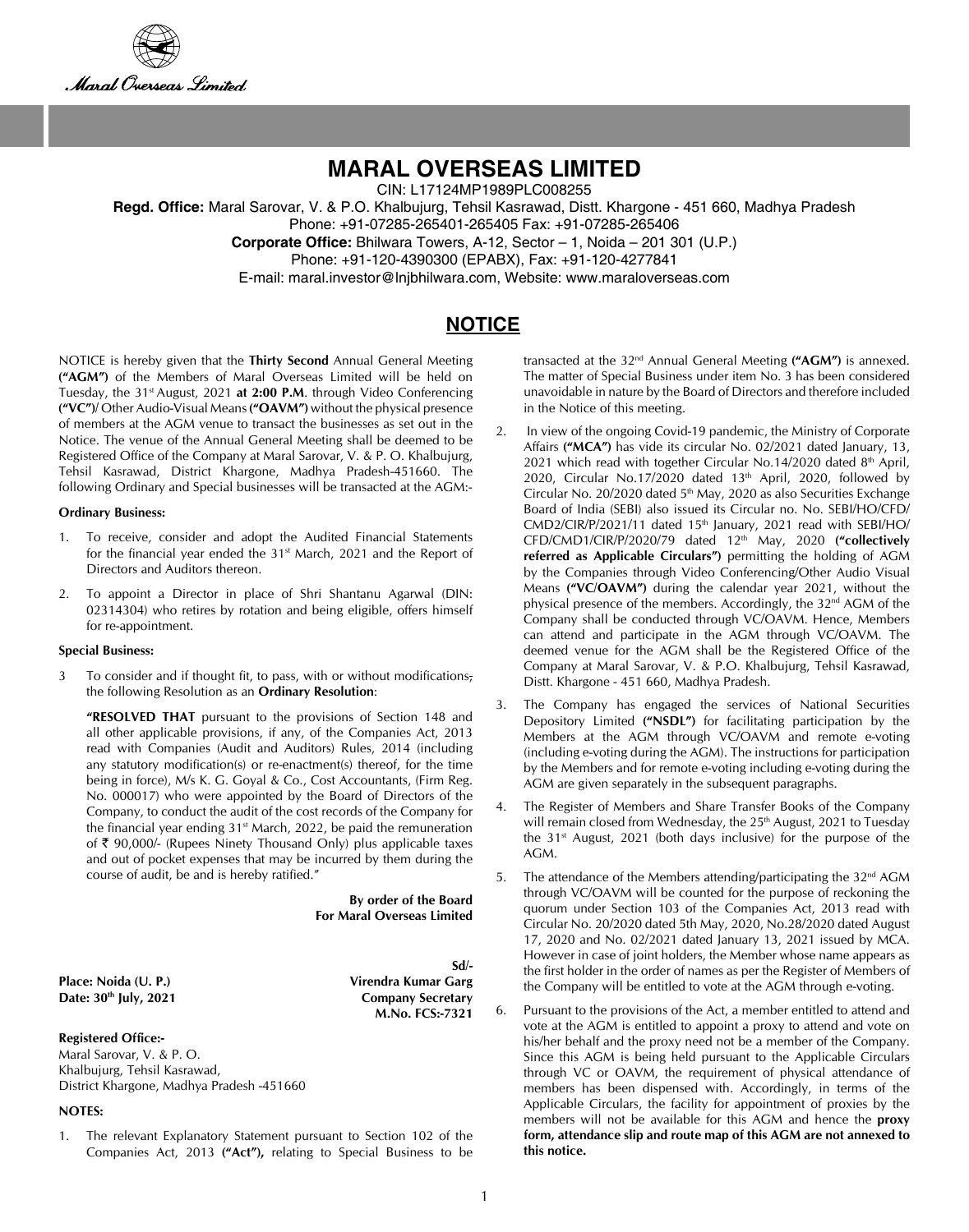Maral Overseas Limited

# MARAL OVERSEAS LIMITED

CIN: L17124MP1989PLC008255

**Regd. Office:** Maral Sarovar, V. & P.O. Khalbujurg, Tehsil Kasrawad, Distt. Khargone - 451 660, Madhya Pradesh
Phone: +91-07285-265401-265405 Fax: +91-07285-265406
**Corporate Office:** Bhilwara Towers, A-12, Sector – 1, Noida – 201 301 (U.P.)
Phone: +91-120-4390300 (EPABX), Fax: +91-120-4277841
E-mail: maral.investor@lnjbhilwara.com, Website: www.maraloverseas.com

## NOTICE

NOTICE is hereby given that the **Thirty Second** Annual General Meeting **("AGM")** of the Members of Maral Overseas Limited will be held on Tuesday, the 31st August, 2021 **at 2:00 P.M**. through Video Conferencing **("VC")**/ Other Audio-Visual Means **("OAVM")** without the physical presence of members at the AGM venue to transact the businesses as set out in the Notice. The venue of the Annual General Meeting shall be deemed to be Registered Office of the Company at Maral Sarovar, V. & P. O. Khalbujurg, Tehsil Kasrawad, District Khargone, Madhya Pradesh-451660. The following Ordinary and Special businesses will be transacted at the AGM:-

**Ordinary Business:**

1. To receive, consider and adopt the Audited Financial Statements for the financial year ended the 31st March, 2021 and the Report of Directors and Auditors thereon.
2. To appoint a Director in place of Shri Shantanu Agarwal (DIN: 02314304) who retires by rotation and being eligible, offers himself for re-appointment.

**Special Business:**

3. To consider and if thought fit, to pass, with or without modifications, the following Resolution as an **Ordinary Resolution**:

   **"RESOLVED THAT** pursuant to the provisions of Section 148 and all other applicable provisions, if any, of the Companies Act, 2013 read with Companies (Audit and Auditors) Rules, 2014 (including any statutory modification(s) or re-enactment(s) thereof, for the time being in force), M/s K. G. Goyal & Co., Cost Accountants, (Firm Reg. No. 000017) who were appointed by the Board of Directors of the Company, to conduct the audit of the cost records of the Company for the financial year ending 31st March, 2022, be paid the remuneration of ₹ 90,000/- (Rupees Ninety Thousand Only) plus applicable taxes and out of pocket expenses that may be incurred by them during the course of audit, be and is hereby ratified."

**By order of the Board**
**For Maral Overseas Limited**

Sd/-
**Virendra Kumar Garg**
**Company Secretary**
**M.No. FCS:-7321**

**Place: Noida (U. P.)**
**Date: 30th July, 2021**

**Registered Office:-**
Maral Sarovar, V. & P. O.
Khalbujurg, Tehsil Kasrawad,
District Khargone, Madhya Pradesh -451660

**NOTES:**

1. The relevant Explanatory Statement pursuant to Section 102 of the Companies Act, 2013 **("Act"),** relating to Special Business to be transacted at the 32nd Annual General Meeting **("AGM")** is annexed. The matter of Special Business under item No. 3 has been considered unavoidable in nature by the Board of Directors and therefore included in the Notice of this meeting.
2. In view of the ongoing Covid-19 pandemic, the Ministry of Corporate Affairs **("MCA")** has vide its circular No. 02/2021 dated January, 13, 2021 which read with together Circular No.14/2020 dated 8th April, 2020, Circular No.17/2020 dated 13th April, 2020, followed by Circular No. 20/2020 dated 5th May, 2020 as also Securities Exchange Board of India (SEBI) also issued its Circular no. No. SEBI/HO/CFD/CMD2/CIR/P/2021/11 dated 15th January, 2021 read with SEBI/HO/CFD/CMD1/CIR/P/2020/79 dated 12th May, 2020 **("collectively referred as Applicable Circulars")** permitting the holding of AGM by the Companies through Video Conferencing/Other Audio Visual Means **("VC/OAVM")** during the calendar year 2021, without the physical presence of the members. Accordingly, the 32nd AGM of the Company shall be conducted through VC/OAVM. Hence, Members can attend and participate in the AGM through VC/OAVM. The deemed venue for the AGM shall be the Registered Office of the Company at Maral Sarovar, V. & P.O. Khalbujurg, Tehsil Kasrawad, Distt. Khargone - 451 660, Madhya Pradesh.
3. The Company has engaged the services of National Securities Depository Limited **("NSDL")** for facilitating participation by the Members at the AGM through VC/OAVM and remote e-voting (including e-voting during the AGM). The instructions for participation by the Members and for remote e-voting including e-voting during the AGM are given separately in the subsequent paragraphs.
4. The Register of Members and Share Transfer Books of the Company will remain closed from Wednesday, the 25th August, 2021 to Tuesday the 31st August, 2021 (both days inclusive) for the purpose of the AGM.
5. The attendance of the Members attending/participating the 32nd AGM through VC/OAVM will be counted for the purpose of reckoning the quorum under Section 103 of the Companies Act, 2013 read with Circular No. 20/2020 dated 5th May, 2020, No.28/2020 dated August 17, 2020 and No. 02/2021 dated January 13, 2021 issued by MCA. However in case of joint holders, the Member whose name appears as the first holder in the order of names as per the Register of Members of the Company will be entitled to vote at the AGM through e-voting.
6. Pursuant to the provisions of the Act, a member entitled to attend and vote at the AGM is entitled to appoint a proxy to attend and vote on his/her behalf and the proxy need not be a member of the Company. Since this AGM is being held pursuant to the Applicable Circulars through VC or OAVM, the requirement of physical attendance of members has been dispensed with. Accordingly, in terms of the Applicable Circulars, the facility for appointment of proxies by the members will not be available for this AGM and hence the **proxy form, attendance slip and route map of this AGM are not annexed to this notice.**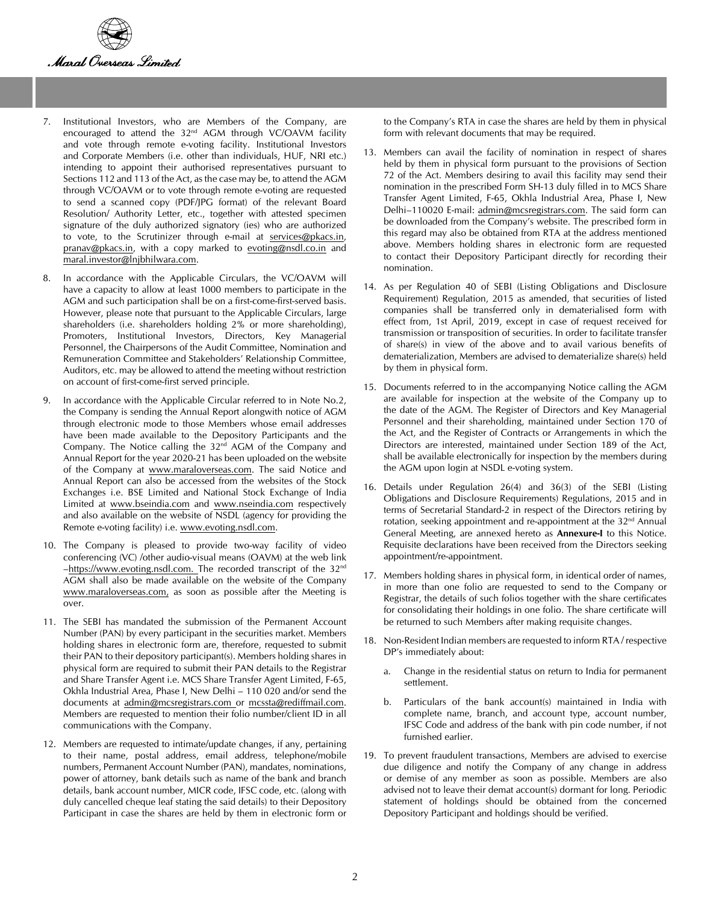7. Institutional Investors, who are Members of the Company, are encouraged to attend the 32nd AGM through VC/OAVM facility and vote through remote e-voting facility. Institutional Investors and Corporate Members (i.e. other than individuals, HUF, NRI etc.) intending to appoint their authorised representatives pursuant to Sections 112 and 113 of the Act, as the case may be, to attend the AGM through VC/OAVM or to vote through remote e-voting are requested to send a scanned copy (PDF/JPG format) of the relevant Board Resolution/ Authority Letter, etc., together with attested specimen signature of the duly authorized signatory (ies) who are authorized to vote, to the Scrutinizer through e-mail at services@pkacs.in, pranav@pkacs.in, with a copy marked to evoting@nsdl.co.in and maral.investor@lnjbhilwara.com.

8. In accordance with the Applicable Circulars, the VC/OAVM will have a capacity to allow at least 1000 members to participate in the AGM and such participation shall be on a first-come-first-served basis. However, please note that pursuant to the Applicable Circulars, large shareholders (i.e. shareholders holding 2% or more shareholding), Promoters, Institutional Investors, Directors, Key Managerial Personnel, the Chairpersons of the Audit Committee, Nomination and Remuneration Committee and Stakeholders' Relationship Committee, Auditors, etc. may be allowed to attend the meeting without restriction on account of first-come-first served principle.

9. In accordance with the Applicable Circular referred to in Note No.2, the Company is sending the Annual Report alongwith notice of AGM through electronic mode to those Members whose email addresses have been made available to the Depository Participants and the Company. The Notice calling the 32nd AGM of the Company and Annual Report for the year 2020-21 has been uploaded on the website of the Company at www.maraloverseas.com. The said Notice and Annual Report can also be accessed from the websites of the Stock Exchanges i.e. BSE Limited and National Stock Exchange of India Limited at www.bseindia.com and www.nseindia.com respectively and also available on the website of NSDL (agency for providing the Remote e-voting facility) i.e. www.evoting.nsdl.com.

10. The Company is pleased to provide two-way facility of video conferencing (VC) /other audio-visual means (OAVM) at the web link –https://www.evoting.nsdl.com. The recorded transcript of the 32nd AGM shall also be made available on the website of the Company www.maraloverseas.com, as soon as possible after the Meeting is over.

11. The SEBI has mandated the submission of the Permanent Account Number (PAN) by every participant in the securities market. Members holding shares in electronic form are, therefore, requested to submit their PAN to their depository participant(s). Members holding shares in physical form are required to submit their PAN details to the Registrar and Share Transfer Agent i.e. MCS Share Transfer Agent Limited, F-65, Okhla Industrial Area, Phase I, New Delhi – 110 020 and/or send the documents at admin@mcsregistrars.com or mcssta@rediffmail.com. Members are requested to mention their folio number/client ID in all communications with the Company.

12. Members are requested to intimate/update changes, if any, pertaining to their name, postal address, email address, telephone/mobile numbers, Permanent Account Number (PAN), mandates, nominations, power of attorney, bank details such as name of the bank and branch details, bank account number, MICR code, IFSC code, etc. (along with duly cancelled cheque leaf stating the said details) to their Depository Participant in case the shares are held by them in electronic form or to the Company's RTA in case the shares are held by them in physical form with relevant documents that may be required.

13. Members can avail the facility of nomination in respect of shares held by them in physical form pursuant to the provisions of Section 72 of the Act. Members desiring to avail this facility may send their nomination in the prescribed Form SH-13 duly filled in to MCS Share Transfer Agent Limited, F-65, Okhla Industrial Area, Phase I, New Delhi–110020 E-mail: admin@mcsregistrars.com. The said form can be downloaded from the Company's website. The prescribed form in this regard may also be obtained from RTA at the address mentioned above. Members holding shares in electronic form are requested to contact their Depository Participant directly for recording their nomination.

14. As per Regulation 40 of SEBI (Listing Obligations and Disclosure Requirement) Regulation, 2015 as amended, that securities of listed companies shall be transferred only in dematerialised form with effect from, 1st April, 2019, except in case of request received for transmission or transposition of securities. In order to facilitate transfer of share(s) in view of the above and to avail various benefits of dematerialization, Members are advised to dematerialize share(s) held by them in physical form.

15. Documents referred to in the accompanying Notice calling the AGM are available for inspection at the website of the Company up to the date of the AGM. The Register of Directors and Key Managerial Personnel and their shareholding, maintained under Section 170 of the Act, and the Register of Contracts or Arrangements in which the Directors are interested, maintained under Section 189 of the Act, shall be available electronically for inspection by the members during the AGM upon login at NSDL e-voting system.

16. Details under Regulation 26(4) and 36(3) of the SEBI (Listing Obligations and Disclosure Requirements) Regulations, 2015 and in terms of Secretarial Standard-2 in respect of the Directors retiring by rotation, seeking appointment and re-appointment at the 32nd Annual General Meeting, are annexed hereto as **Annexure-I** to this Notice. Requisite declarations have been received from the Directors seeking appointment/re-appointment.

17. Members holding shares in physical form, in identical order of names, in more than one folio are requested to send to the Company or Registrar, the details of such folios together with the share certificates for consolidating their holdings in one folio. The share certificate will be returned to such Members after making requisite changes.

18. Non-Resident Indian members are requested to inform RTA / respective DP's immediately about:

    a. Change in the residential status on return to India for permanent settlement.

    b. Particulars of the bank account(s) maintained in India with complete name, branch, and account type, account number, IFSC Code and address of the bank with pin code number, if not furnished earlier.

19. To prevent fraudulent transactions, Members are advised to exercise due diligence and notify the Company of any change in address or demise of any member as soon as possible. Members are also advised not to leave their demat account(s) dormant for long. Periodic statement of holdings should be obtained from the concerned Depository Participant and holdings should be verified.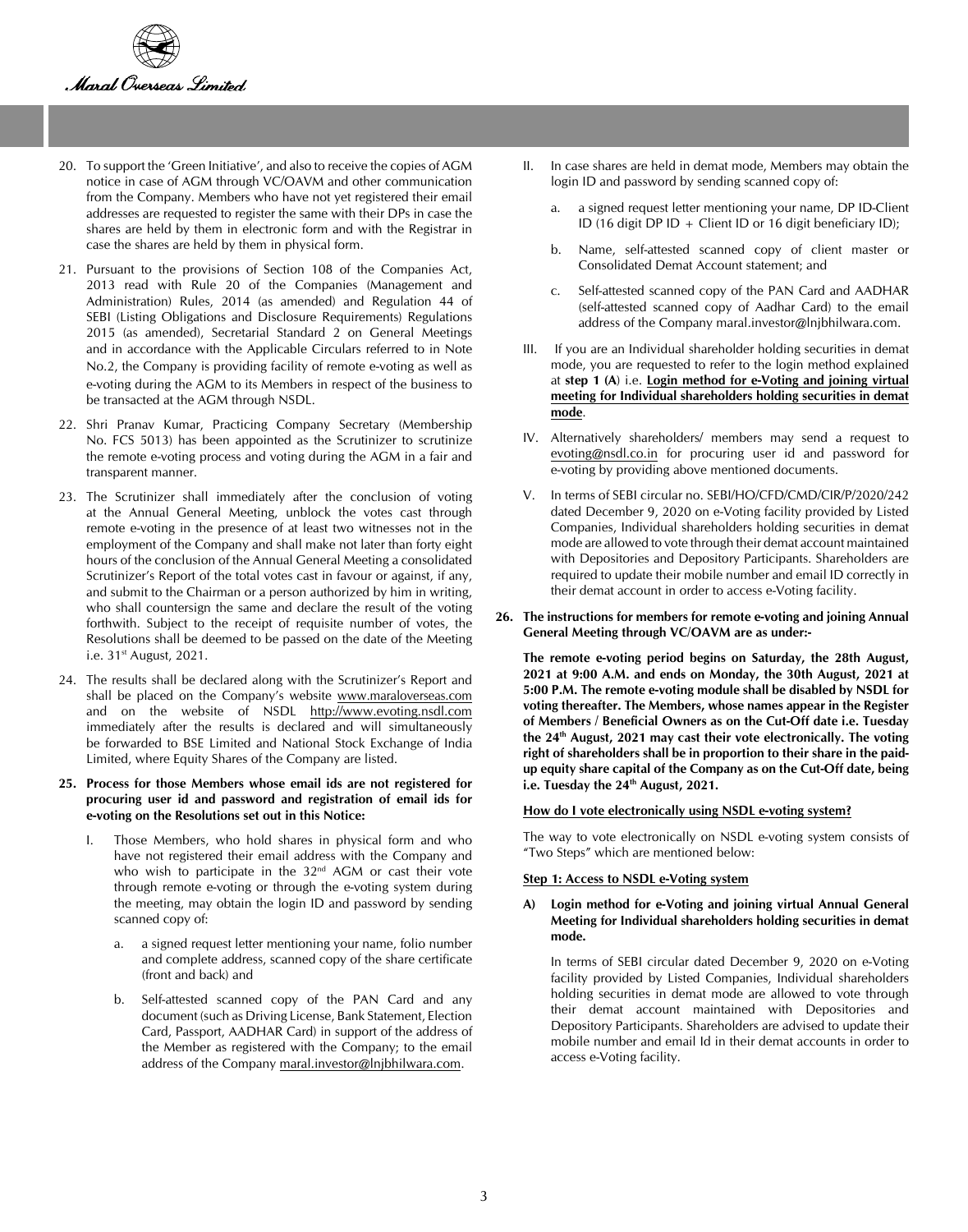20. To support the 'Green Initiative', and also to receive the copies of AGM notice in case of AGM through VC/OAVM and other communication from the Company. Members who have not yet registered their email addresses are requested to register the same with their DPs in case the shares are held by them in electronic form and with the Registrar in case the shares are held by them in physical form.

21. Pursuant to the provisions of Section 108 of the Companies Act, 2013 read with Rule 20 of the Companies (Management and Administration) Rules, 2014 (as amended) and Regulation 44 of SEBI (Listing Obligations and Disclosure Requirements) Regulations 2015 (as amended), Secretarial Standard 2 on General Meetings and in accordance with the Applicable Circulars referred to in Note No.2, the Company is providing facility of remote e-voting as well as e-voting during the AGM to its Members in respect of the business to be transacted at the AGM through NSDL.

22. Shri Pranav Kumar, Practicing Company Secretary (Membership No. FCS 5013) has been appointed as the Scrutinizer to scrutinize the remote e-voting process and voting during the AGM in a fair and transparent manner.

23. The Scrutinizer shall immediately after the conclusion of voting at the Annual General Meeting, unblock the votes cast through remote e-voting in the presence of at least two witnesses not in the employment of the Company and shall make not later than forty eight hours of the conclusion of the Annual General Meeting a consolidated Scrutinizer's Report of the total votes cast in favour or against, if any, and submit to the Chairman or a person authorized by him in writing, who shall countersign the same and declare the result of the voting forthwith. Subject to the receipt of requisite number of votes, the Resolutions shall be deemed to be passed on the date of the Meeting i.e. 31st August, 2021.

24. The results shall be declared along with the Scrutinizer's Report and shall be placed on the Company's website www.maraloverseas.com and on the website of NSDL http://www.evoting.nsdl.com immediately after the results is declared and will simultaneously be forwarded to BSE Limited and National Stock Exchange of India Limited, where Equity Shares of the Company are listed.

**25. Process for those Members whose email ids are not registered for procuring user id and password and registration of email ids for e-voting on the Resolutions set out in this Notice:**

I. Those Members, who hold shares in physical form and who have not registered their email address with the Company and who wish to participate in the 32nd AGM or cast their vote through remote e-voting or through the e-voting system during the meeting, may obtain the login ID and password by sending scanned copy of:

   a. a signed request letter mentioning your name, folio number and complete address, scanned copy of the share certificate (front and back) and

   b. Self-attested scanned copy of the PAN Card and any document (such as Driving License, Bank Statement, Election Card, Passport, AADHAR Card) in support of the address of the Member as registered with the Company; to the email address of the Company maral.investor@lnjbhilwara.com.

II. In case shares are held in demat mode, Members may obtain the login ID and password by sending scanned copy of:

   a. a signed request letter mentioning your name, DP ID-Client ID (16 digit DP ID + Client ID or 16 digit beneficiary ID);

   b. Name, self-attested scanned copy of client master or Consolidated Demat Account statement; and

   c. Self-attested scanned copy of the PAN Card and AADHAR (self-attested scanned copy of Aadhar Card) to the email address of the Company maral.investor@lnjbhilwara.com.

III. If you are an Individual shareholder holding securities in demat mode, you are requested to refer to the login method explained at **step 1 (A**) i.e. **Login method for e-Voting and joining virtual meeting for Individual shareholders holding securities in demat mode**.

IV. Alternatively shareholders/ members may send a request to evoting@nsdl.co.in for procuring user id and password for e-voting by providing above mentioned documents.

V. In terms of SEBI circular no. SEBI/HO/CFD/CMD/CIR/P/2020/242 dated December 9, 2020 on e-Voting facility provided by Listed Companies, Individual shareholders holding securities in demat mode are allowed to vote through their demat account maintained with Depositories and Depository Participants. Shareholders are required to update their mobile number and email ID correctly in their demat account in order to access e-Voting facility.

**26. The instructions for members for remote e-voting and joining Annual General Meeting through VC/OAVM are as under:-**

**The remote e-voting period begins on Saturday, the 28th August, 2021 at 9:00 A.M. and ends on Monday, the 30th August, 2021 at 5:00 P.M. The remote e-voting module shall be disabled by NSDL for voting thereafter. The Members, whose names appear in the Register of Members / Beneficial Owners as on the Cut-Off date i.e. Tuesday the 24th August, 2021 may cast their vote electronically. The voting right of shareholders shall be in proportion to their share in the paid-up equity share capital of the Company as on the Cut-Off date, being i.e. Tuesday the 24th August, 2021.**

**How do I vote electronically using NSDL e-voting system?**

The way to vote electronically on NSDL e-voting system consists of "Two Steps" which are mentioned below:

**Step 1: Access to NSDL e-Voting system**

**A) Login method for e-Voting and joining virtual Annual General Meeting for Individual shareholders holding securities in demat mode.**

In terms of SEBI circular dated December 9, 2020 on e-Voting facility provided by Listed Companies, Individual shareholders holding securities in demat mode are allowed to vote through their demat account maintained with Depositories and Depository Participants. Shareholders are advised to update their mobile number and email Id in their demat accounts in order to access e-Voting facility.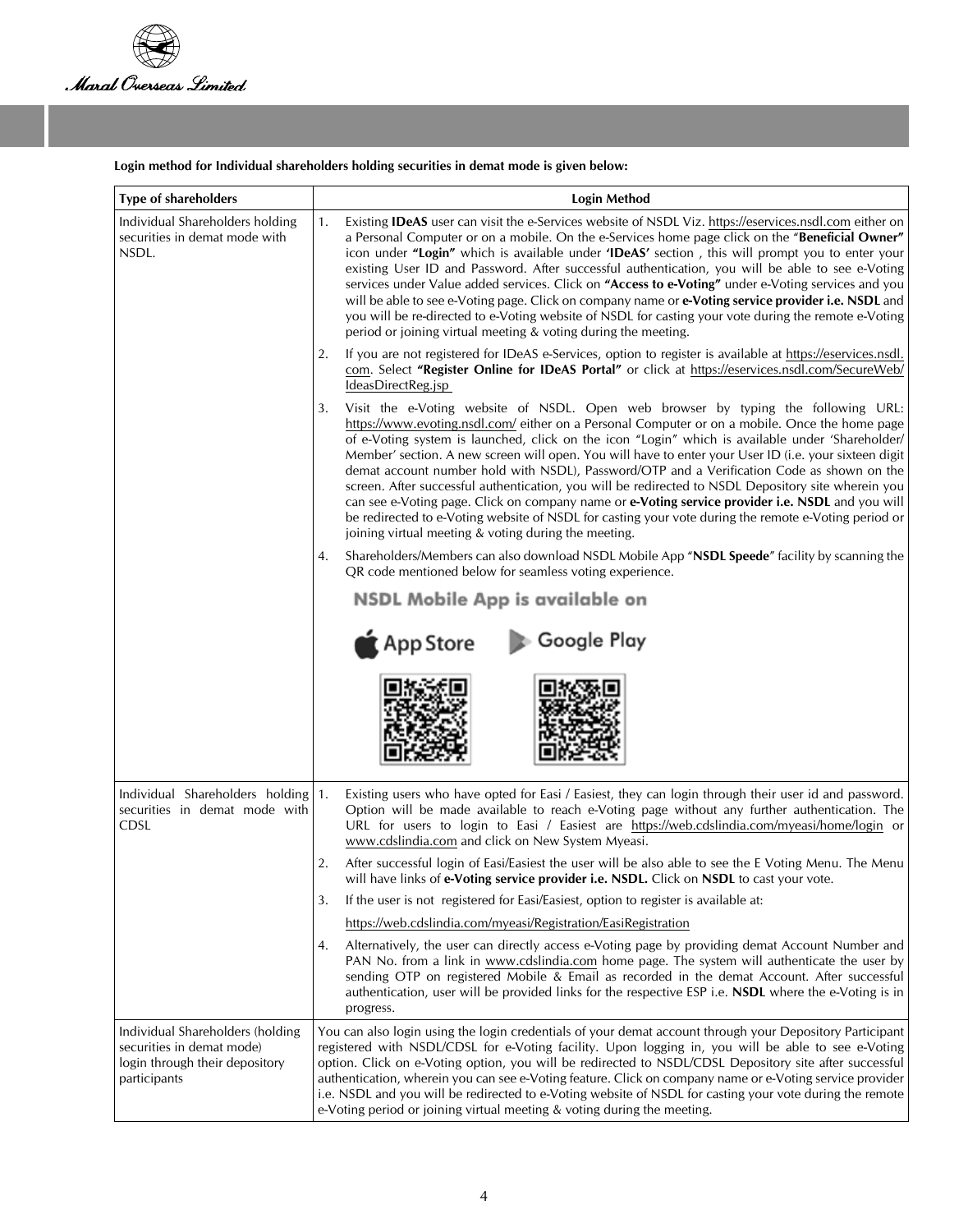**Login method for Individual shareholders holding securities in demat mode is given below:**

| Type of shareholders | Login Method |
|---|---|
| Individual Shareholders holding securities in demat mode with NSDL. | 1. Existing **IDeAS** user can visit the e-Services website of NSDL Viz. https://eservices.nsdl.com either on a Personal Computer or on a mobile. On the e-Services home page click on the "**Beneficial Owner**" icon under **"Login"** which is available under **'IDeAS'** section , this will prompt you to enter your existing User ID and Password. After successful authentication, you will be able to see e-Voting services under Value added services. Click on **"Access to e-Voting"** under e-Voting services and you will be able to see e-Voting page. Click on company name or **e-Voting service provider i.e. NSDL** and you will be re-directed to e-Voting website of NSDL for casting your vote during the remote e-Voting period or joining virtual meeting & voting during the meeting.<br><br>2. If you are not registered for IDeAS e-Services, option to register is available at https://eservices.nsdl.com. Select **"Register Online for IDeAS Portal"** or click at https://eservices.nsdl.com/SecureWeb/IdeasDirectReg.jsp<br><br>3. Visit the e-Voting website of NSDL. Open web browser by typing the following URL: https://www.evoting.nsdl.com/ either on a Personal Computer or on a mobile. Once the home page of e-Voting system is launched, click on the icon "Login" which is available under 'Shareholder/Member' section. A new screen will open. You will have to enter your User ID (i.e. your sixteen digit demat account number hold with NSDL), Password/OTP and a Verification Code as shown on the screen. After successful authentication, you will be redirected to NSDL Depository site wherein you can see e-Voting page. Click on company name or **e-Voting service provider i.e. NSDL** and you will be redirected to e-Voting website of NSDL for casting your vote during the remote e-Voting period or joining virtual meeting & voting during the meeting.<br><br>4. Shareholders/Members can also download NSDL Mobile App "**NSDL Speede**" facility by scanning the QR code mentioned below for seamless voting experience.<br><br>**NSDL Mobile App is available on**<br><br>App Store Google Play |
| Individual Shareholders holding securities in demat mode with CDSL | 1. Existing users who have opted for Easi / Easiest, they can login through their user id and password. Option will be made available to reach e-Voting page without any further authentication. The URL for users to login to Easi / Easiest are https://web.cdslindia.com/myeasi/home/login or www.cdslindia.com and click on New System Myeasi.<br><br>2. After successful login of Easi/Easiest the user will be also able to see the E Voting Menu. The Menu will have links of **e-Voting service provider i.e. NSDL.** Click on **NSDL** to cast your vote.<br><br>3. If the user is not registered for Easi/Easiest, option to register is available at:<br>https://web.cdslindia.com/myeasi/Registration/EasiRegistration<br><br>4. Alternatively, the user can directly access e-Voting page by providing demat Account Number and PAN No. from a link in www.cdslindia.com home page. The system will authenticate the user by sending OTP on registered Mobile & Email as recorded in the demat Account. After successful authentication, user will be provided links for the respective ESP i.e. **NSDL** where the e-Voting is in progress. |
| Individual Shareholders (holding securities in demat mode) login through their depository participants | You can also login using the login credentials of your demat account through your Depository Participant registered with NSDL/CDSL for e-Voting facility. Upon logging in, you will be able to see e-Voting option. Click on e-Voting option, you will be redirected to NSDL/CDSL Depository site after successful authentication, wherein you can see e-Voting feature. Click on company name or e-Voting service provider i.e. NSDL and you will be redirected to e-Voting website of NSDL for casting your vote during the remote e-Voting period or joining virtual meeting & voting during the meeting. |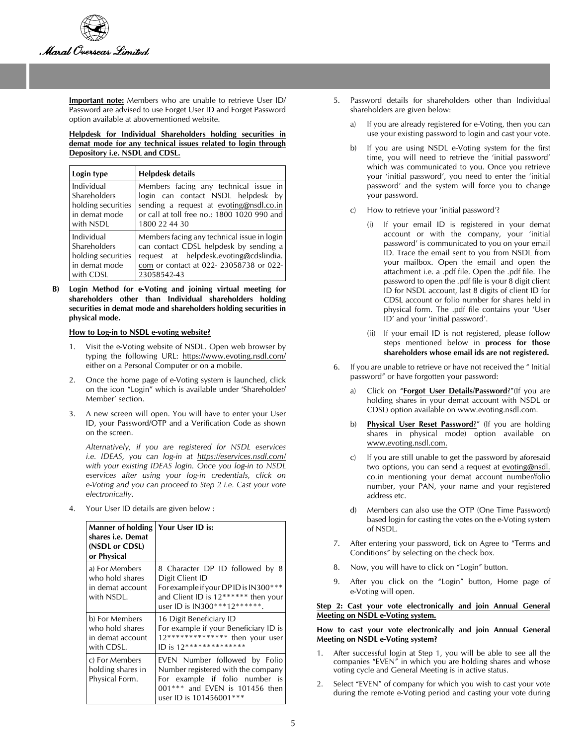**Important note:** Members who are unable to retrieve User ID/ Password are advised to use Forget User ID and Forget Password option available at abovementioned website.

**Helpdesk for Individual Shareholders holding securities in demat mode for any technical issues related to login through Depository i.e. NSDL and CDSL.**

| Login type | Helpdesk details |
|---|---|
| Individual Shareholders holding securities in demat mode with NSDL | Members facing any technical issue in login can contact NSDL helpdesk by sending a request at evoting@nsdl.co.in or call at toll free no.: 1800 1020 990 and 1800 22 44 30 |
| Individual Shareholders holding securities in demat mode with CDSL | Members facing any technical issue in login can contact CDSL helpdesk by sending a request at helpdesk.evoting@cdslindia.com or contact at 022- 23058738 or 022-23058542-43 |

**B) Login Method for e-Voting and joining virtual meeting for shareholders other than Individual shareholders holding securities in demat mode and shareholders holding securities in physical mode.**

**How to Log-in to NSDL e-voting website?**

1. Visit the e-Voting website of NSDL. Open web browser by typing the following URL: https://www.evoting.nsdl.com/ either on a Personal Computer or on a mobile.

2. Once the home page of e-Voting system is launched, click on the icon "Login" which is available under 'Shareholder/ Member' section.

3. A new screen will open. You will have to enter your User ID, your Password/OTP and a Verification Code as shown on the screen.

   *Alternatively, if you are registered for NSDL eservices i.e. IDEAS, you can log-in at https://eservices.nsdl.com/ with your existing IDEAS login. Once you log-in to NSDL eservices after using your log-in credentials, click on e-Voting and you can proceed to Step 2 i.e. Cast your vote electronically.*

4. Your User ID details are given below :

| Manner of holding shares i.e. Demat (NSDL or CDSL) or Physical | Your User ID is: |
|---|---|
| a) For Members who hold shares in demat account with NSDL. | 8 Character DP ID followed by 8 Digit Client ID<br>For example if your DP ID is IN300*** and Client ID is 12****** then your user ID is IN300***12******. |
| b) For Members who hold shares in demat account with CDSL. | 16 Digit Beneficiary ID<br>For example if your Beneficiary ID is 12************** then your user ID is 12************** |
| c) For Members holding shares in Physical Form. | EVEN Number followed by Folio Number registered with the company<br>For example if folio number is 001*** and EVEN is 101456 then user ID is 101456001*** |

5. Password details for shareholders other than Individual shareholders are given below:

   a) If you are already registered for e-Voting, then you can use your existing password to login and cast your vote.

   b) If you are using NSDL e-Voting system for the first time, you will need to retrieve the 'initial password' which was communicated to you. Once you retrieve your 'initial password', you need to enter the 'initial password' and the system will force you to change your password.

   c) How to retrieve your 'initial password'?

      (i) If your email ID is registered in your demat account or with the company, your 'initial password' is communicated to you on your email ID. Trace the email sent to you from NSDL from your mailbox. Open the email and open the attachment i.e. a .pdf file. Open the .pdf file. The password to open the .pdf file is your 8 digit client ID for NSDL account, last 8 digits of client ID for CDSL account or folio number for shares held in physical form. The .pdf file contains your 'User ID' and your 'initial password'.

      (ii) If your email ID is not registered, please follow steps mentioned below in **process for those shareholders whose email ids are not registered.**

6. If you are unable to retrieve or have not received the " Initial password" or have forgotten your password:

   a) Click on "**Forgot User Details/Password**?"(If you are holding shares in your demat account with NSDL or CDSL) option available on www.evoting.nsdl.com.

   b) **Physical User Reset Password**?" (If you are holding shares in physical mode) option available on www.evoting.nsdl.com.

   c) If you are still unable to get the password by aforesaid two options, you can send a request at evoting@nsdl.co.in mentioning your demat account number/folio number, your PAN, your name and your registered address etc.

   d) Members can also use the OTP (One Time Password) based login for casting the votes on the e-Voting system of NSDL.

7. After entering your password, tick on Agree to "Terms and Conditions" by selecting on the check box.

8. Now, you will have to click on "Login" button.

9. After you click on the "Login" button, Home page of e-Voting will open.

**Step 2: Cast your vote electronically and join Annual General Meeting on NSDL e-Voting system.**

**How to cast your vote electronically and join Annual General Meeting on NSDL e-Voting system?**

1. After successful login at Step 1, you will be able to see all the companies "EVEN" in which you are holding shares and whose voting cycle and General Meeting is in active status.

2. Select "EVEN" of company for which you wish to cast your vote during the remote e-Voting period and casting your vote during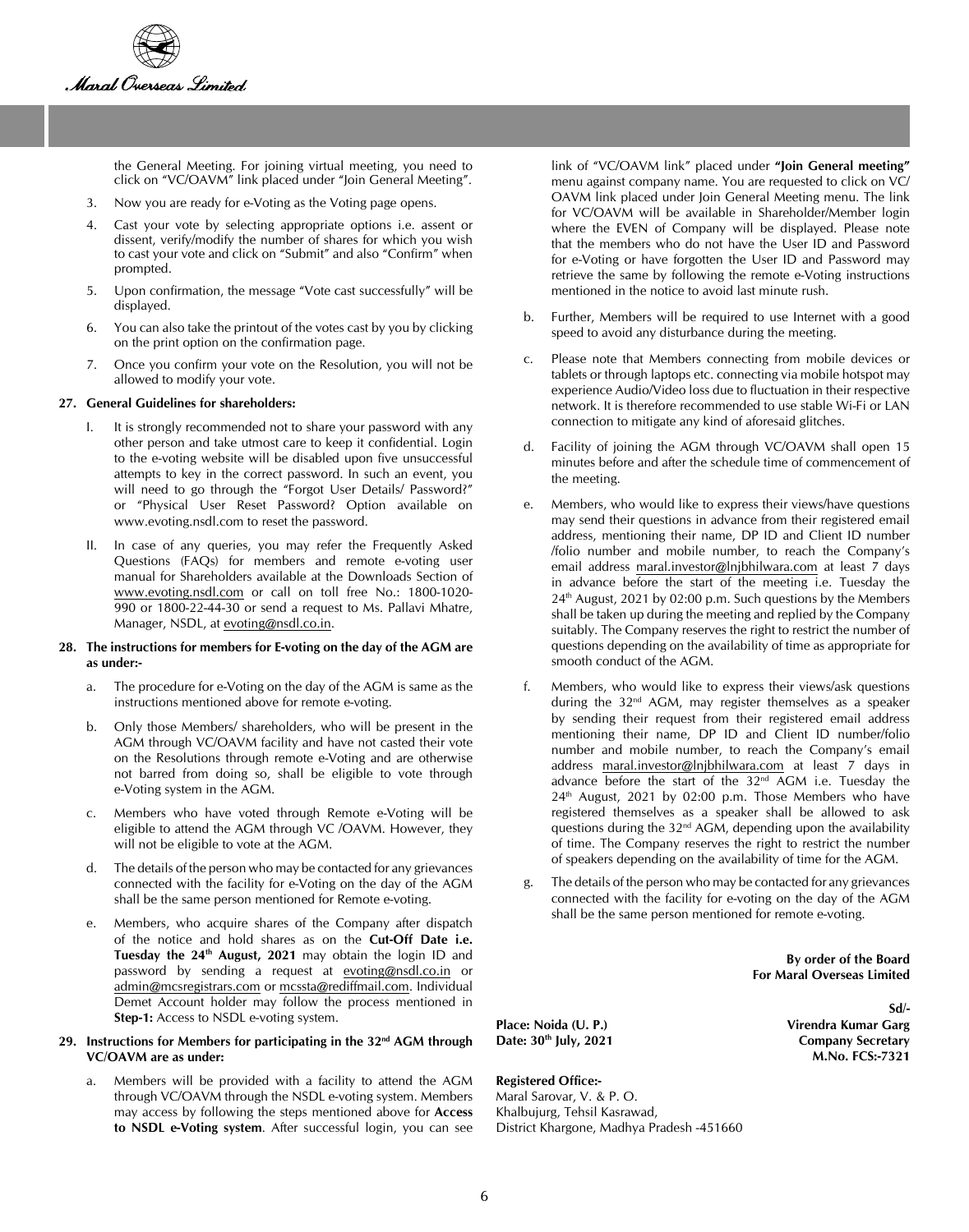the General Meeting. For joining virtual meeting, you need to click on "VC/OAVM" link placed under "Join General Meeting".

3. Now you are ready for e-Voting as the Voting page opens.

4. Cast your vote by selecting appropriate options i.e. assent or dissent, verify/modify the number of shares for which you wish to cast your vote and click on "Submit" and also "Confirm" when prompted.

5. Upon confirmation, the message "Vote cast successfully" will be displayed.

6. You can also take the printout of the votes cast by you by clicking on the print option on the confirmation page.

7. Once you confirm your vote on the Resolution, you will not be allowed to modify your vote.

**27. General Guidelines for shareholders:**

I. It is strongly recommended not to share your password with any other person and take utmost care to keep it confidential. Login to the e-voting website will be disabled upon five unsuccessful attempts to key in the correct password. In such an event, you will need to go through the "Forgot User Details/ Password?" or "Physical User Reset Password? Option available on www.evoting.nsdl.com to reset the password.

II. In case of any queries, you may refer the Frequently Asked Questions (FAQs) for members and remote e-voting user manual for Shareholders available at the Downloads Section of www.evoting.nsdl.com or call on toll free No.: 1800-1020-990 or 1800-22-44-30 or send a request to Ms. Pallavi Mhatre, Manager, NSDL, at evoting@nsdl.co.in.

**28. The instructions for members for E-voting on the day of the AGM are as under:-**

a. The procedure for e-Voting on the day of the AGM is same as the instructions mentioned above for remote e-voting.

b. Only those Members/ shareholders, who will be present in the AGM through VC/OAVM facility and have not casted their vote on the Resolutions through remote e-Voting and are otherwise not barred from doing so, shall be eligible to vote through e-Voting system in the AGM.

c. Members who have voted through Remote e-Voting will be eligible to attend the AGM through VC /OAVM. However, they will not be eligible to vote at the AGM.

d. The details of the person who may be contacted for any grievances connected with the facility for e-Voting on the day of the AGM shall be the same person mentioned for Remote e-voting.

e. Members, who acquire shares of the Company after dispatch of the notice and hold shares as on the **Cut-Off Date i.e. Tuesday the 24th August, 2021** may obtain the login ID and password by sending a request at evoting@nsdl.co.in or admin@mcsregistrars.com or mcssta@rediffmail.com. Individual Demet Account holder may follow the process mentioned in **Step-1:** Access to NSDL e-voting system.

**29. Instructions for Members for participating in the 32nd AGM through VC/OAVM are as under:**

a. Members will be provided with a facility to attend the AGM through VC/OAVM through the NSDL e-voting system. Members may access by following the steps mentioned above for **Access to NSDL e-Voting system**. After successful login, you can see link of "VC/OAVM link" placed under **"Join General meeting"** menu against company name. You are requested to click on VC/OAVM link placed under Join General Meeting menu. The link for VC/OAVM will be available in Shareholder/Member login where the EVEN of Company will be displayed. Please note that the members who do not have the User ID and Password for e-Voting or have forgotten the User ID and Password may retrieve the same by following the remote e-Voting instructions mentioned in the notice to avoid last minute rush.

b. Further, Members will be required to use Internet with a good speed to avoid any disturbance during the meeting.

c. Please note that Members connecting from mobile devices or tablets or through laptops etc. connecting via mobile hotspot may experience Audio/Video loss due to fluctuation in their respective network. It is therefore recommended to use stable Wi-Fi or LAN connection to mitigate any kind of aforesaid glitches.

d. Facility of joining the AGM through VC/OAVM shall open 15 minutes before and after the schedule time of commencement of the meeting.

e. Members, who would like to express their views/have questions may send their questions in advance from their registered email address, mentioning their name, DP ID and Client ID number /folio number and mobile number, to reach the Company's email address maral.investor@lnjbhilwara.com at least 7 days in advance before the start of the meeting i.e. Tuesday the 24th August, 2021 by 02:00 p.m. Such questions by the Members shall be taken up during the meeting and replied by the Company suitably. The Company reserves the right to restrict the number of questions depending on the availability of time as appropriate for smooth conduct of the AGM.

f. Members, who would like to express their views/ask questions during the 32nd AGM, may register themselves as a speaker by sending their request from their registered email address mentioning their name, DP ID and Client ID number/folio number and mobile number, to reach the Company's email address maral.investor@lnjbhilwara.com at least 7 days in advance before the start of the 32nd AGM i.e. Tuesday the 24th August, 2021 by 02:00 p.m. Those Members who have registered themselves as a speaker shall be allowed to ask questions during the 32nd AGM, depending upon the availability of time. The Company reserves the right to restrict the number of speakers depending on the availability of time for the AGM.

g. The details of the person who may be contacted for any grievances connected with the facility for e-voting on the day of the AGM shall be the same person mentioned for remote e-voting.

**By order of the Board**
**For Maral Overseas Limited**

**Sd/-**
**Virendra Kumar Garg**
**Company Secretary**
**M.No. FCS:-7321**

**Place: Noida (U. P.)**
**Date: 30th July, 2021**

**Registered Office:-**
Maral Sarovar, V. & P. O.
Khalbujurg, Tehsil Kasrawad,
District Khargone, Madhya Pradesh -451660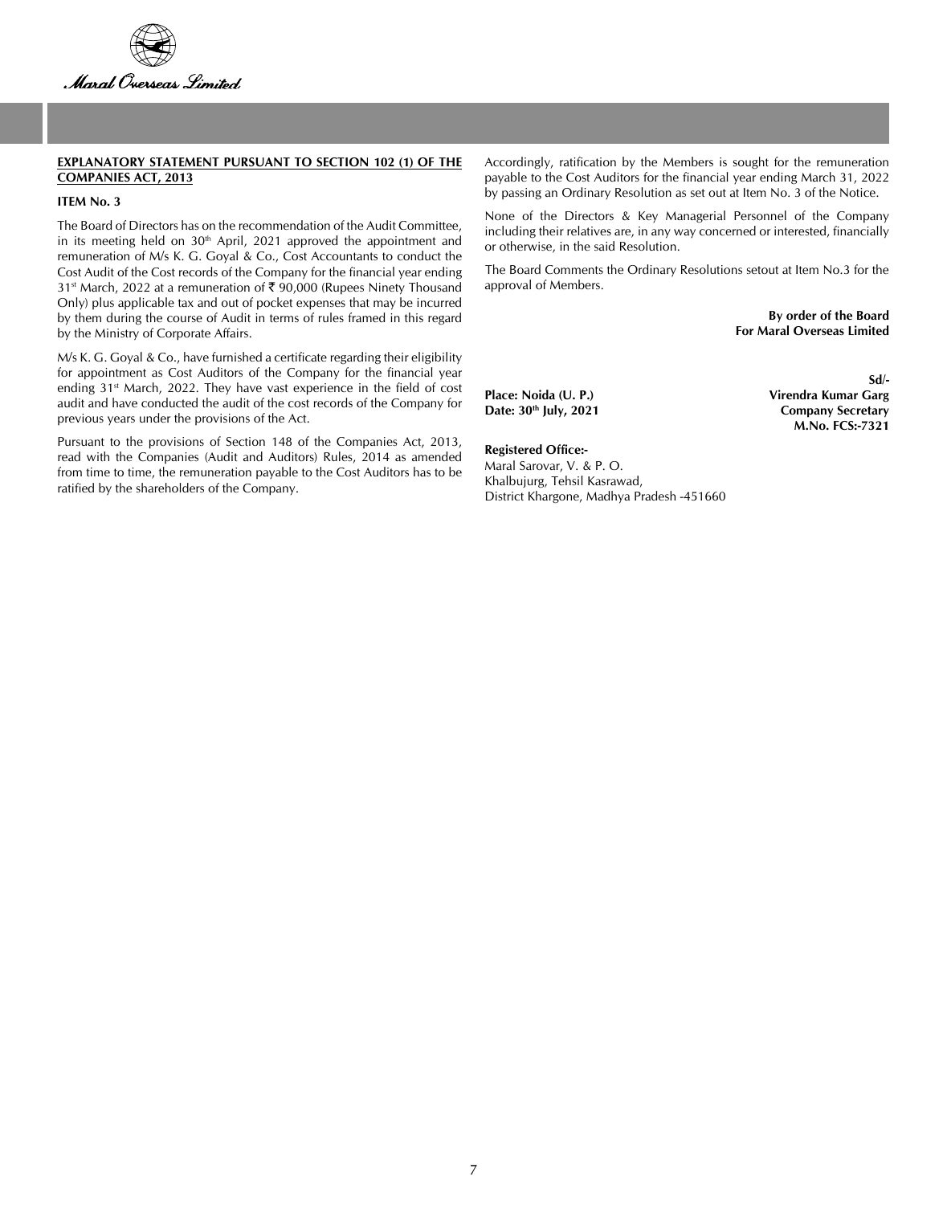## EXPLANATORY STATEMENT PURSUANT TO SECTION 102 (1) OF THE COMPANIES ACT, 2013

**ITEM No. 3**

The Board of Directors has on the recommendation of the Audit Committee, in its meeting held on 30th April, 2021 approved the appointment and remuneration of M/s K. G. Goyal & Co., Cost Accountants to conduct the Cost Audit of the Cost records of the Company for the financial year ending 31st March, 2022 at a remuneration of ₹ 90,000 (Rupees Ninety Thousand Only) plus applicable tax and out of pocket expenses that may be incurred by them during the course of Audit in terms of rules framed in this regard by the Ministry of Corporate Affairs.

M/s K. G. Goyal & Co., have furnished a certificate regarding their eligibility for appointment as Cost Auditors of the Company for the financial year ending 31st March, 2022. They have vast experience in the field of cost audit and have conducted the audit of the cost records of the Company for previous years under the provisions of the Act.

Pursuant to the provisions of Section 148 of the Companies Act, 2013, read with the Companies (Audit and Auditors) Rules, 2014 as amended from time to time, the remuneration payable to the Cost Auditors has to be ratified by the shareholders of the Company.

Accordingly, ratification by the Members is sought for the remuneration payable to the Cost Auditors for the financial year ending March 31, 2022 by passing an Ordinary Resolution as set out at Item No. 3 of the Notice.

None of the Directors & Key Managerial Personnel of the Company including their relatives are, in any way concerned or interested, financially or otherwise, in the said Resolution.

The Board Comments the Ordinary Resolutions setout at Item No.3 for the approval of Members.

**By order of the Board**
**For Maral Overseas Limited**

**Sd/-**
**Virendra Kumar Garg**
**Company Secretary**
**M.No. FCS:-7321**

**Place: Noida (U. P.)**
**Date: 30th July, 2021**

**Registered Office:-**
Maral Sarovar, V. & P. O.
Khalbujurg, Tehsil Kasrawad,
District Khargone, Madhya Pradesh -451660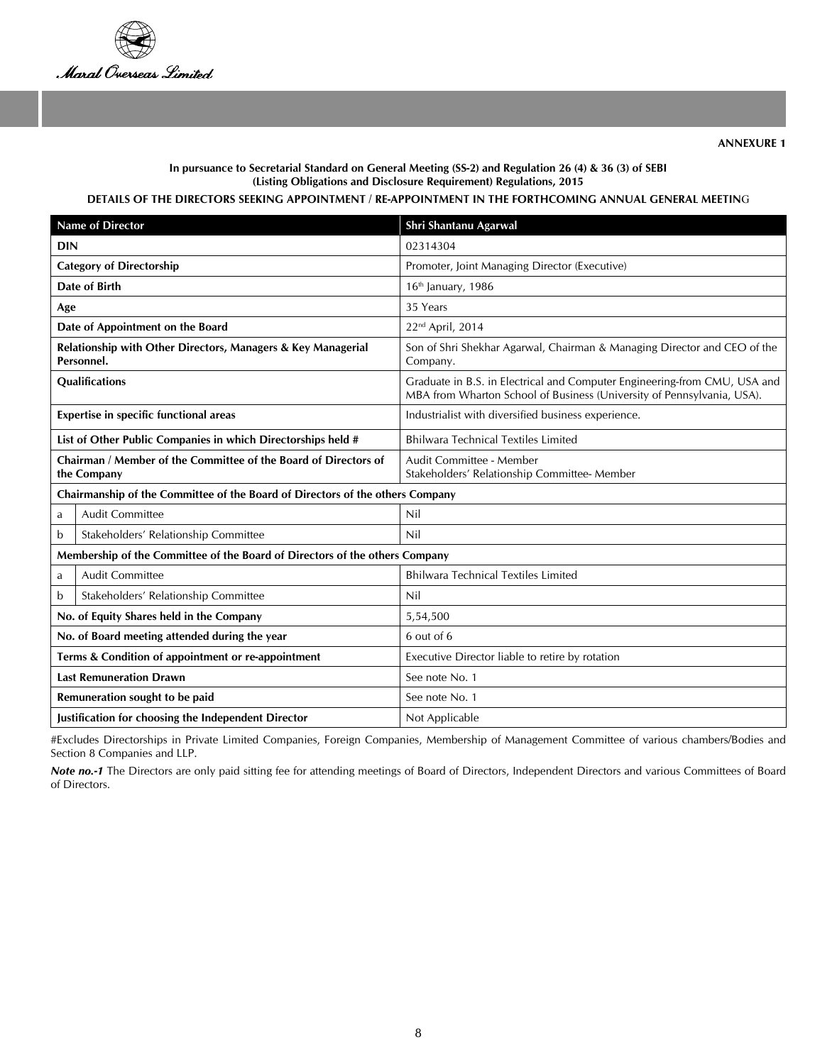**ANNEXURE 1**

**In pursuance to Secretarial Standard on General Meeting (SS-2) and Regulation 26 (4) & 36 (3) of SEBI (Listing Obligations and Disclosure Requirement) Regulations, 2015**

**DETAILS OF THE DIRECTORS SEEKING APPOINTMENT / RE-APPOINTMENT IN THE FORTHCOMING ANNUAL GENERAL MEETING**

| Name of Director | | Shri Shantanu Agarwal |
|---|---|---|
| **DIN** | | 02314304 |
| **Category of Directorship** | | Promoter, Joint Managing Director (Executive) |
| **Date of Birth** | | 16th January, 1986 |
| **Age** | | 35 Years |
| **Date of Appointment on the Board** | | 22nd April, 2014 |
| **Relationship with Other Directors, Managers & Key Managerial Personnel.** | | Son of Shri Shekhar Agarwal, Chairman & Managing Director and CEO of the Company. |
| **Qualifications** | | Graduate in B.S. in Electrical and Computer Engineering-from CMU, USA and MBA from Wharton School of Business (University of Pennsylvania, USA). |
| **Expertise in specific functional areas** | | Industrialist with diversified business experience. |
| **List of Other Public Companies in which Directorships held #** | | Bhilwara Technical Textiles Limited |
| **Chairman / Member of the Committee of the Board of Directors of the Company** | | Audit Committee - Member<br>Stakeholders' Relationship Committee- Member |
| **Chairmanship of the Committee of the Board of Directors of the others Company** | | |
| a | Audit Committee | Nil |
| b | Stakeholders' Relationship Committee | Nil |
| **Membership of the Committee of the Board of Directors of the others Company** | | |
| a | Audit Committee | Bhilwara Technical Textiles Limited |
| b | Stakeholders' Relationship Committee | Nil |
| **No. of Equity Shares held in the Company** | | 5,54,500 |
| **No. of Board meeting attended during the year** | | 6 out of 6 |
| **Terms & Condition of appointment or re-appointment** | | Executive Director liable to retire by rotation |
| **Last Remuneration Drawn** | | See note No. 1 |
| **Remuneration sought to be paid** | | See note No. 1 |
| **Justification for choosing the Independent Director** | | Not Applicable |

#Excludes Directorships in Private Limited Companies, Foreign Companies, Membership of Management Committee of various chambers/Bodies and Section 8 Companies and LLP.

***Note no.-1*** The Directors are only paid sitting fee for attending meetings of Board of Directors, Independent Directors and various Committees of Board of Directors.